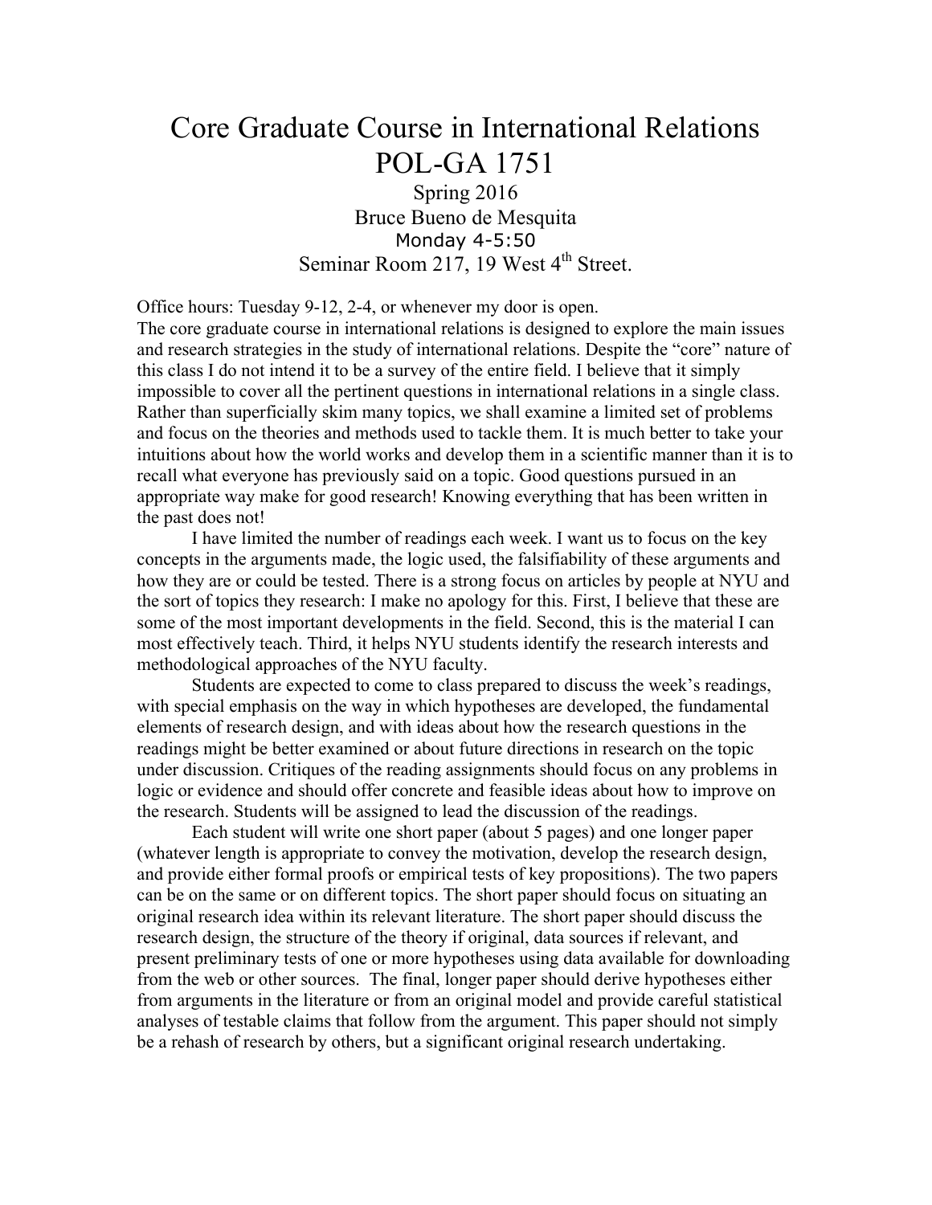# Core Graduate Course in International Relations
# POL-GA 1751

Spring 2016
Bruce Bueno de Mesquita
Monday 4-5:50
Seminar Room 217, 19 West 4th Street.

Office hours: Tuesday 9-12, 2-4, or whenever my door is open.

The core graduate course in international relations is designed to explore the main issues and research strategies in the study of international relations. Despite the "core" nature of this class I do not intend it to be a survey of the entire field. I believe that it simply impossible to cover all the pertinent questions in international relations in a single class. Rather than superficially skim many topics, we shall examine a limited set of problems and focus on the theories and methods used to tackle them. It is much better to take your intuitions about how the world works and develop them in a scientific manner than it is to recall what everyone has previously said on a topic. Good questions pursued in an appropriate way make for good research! Knowing everything that has been written in the past does not!

I have limited the number of readings each week. I want us to focus on the key concepts in the arguments made, the logic used, the falsifiability of these arguments and how they are or could be tested. There is a strong focus on articles by people at NYU and the sort of topics they research: I make no apology for this. First, I believe that these are some of the most important developments in the field. Second, this is the material I can most effectively teach. Third, it helps NYU students identify the research interests and methodological approaches of the NYU faculty.

Students are expected to come to class prepared to discuss the week's readings, with special emphasis on the way in which hypotheses are developed, the fundamental elements of research design, and with ideas about how the research questions in the readings might be better examined or about future directions in research on the topic under discussion. Critiques of the reading assignments should focus on any problems in logic or evidence and should offer concrete and feasible ideas about how to improve on the research. Students will be assigned to lead the discussion of the readings.

Each student will write one short paper (about 5 pages) and one longer paper (whatever length is appropriate to convey the motivation, develop the research design, and provide either formal proofs or empirical tests of key propositions). The two papers can be on the same or on different topics. The short paper should focus on situating an original research idea within its relevant literature. The short paper should discuss the research design, the structure of the theory if original, data sources if relevant, and present preliminary tests of one or more hypotheses using data available for downloading from the web or other sources. The final, longer paper should derive hypotheses either from arguments in the literature or from an original model and provide careful statistical analyses of testable claims that follow from the argument. This paper should not simply be a rehash of research by others, but a significant original research undertaking.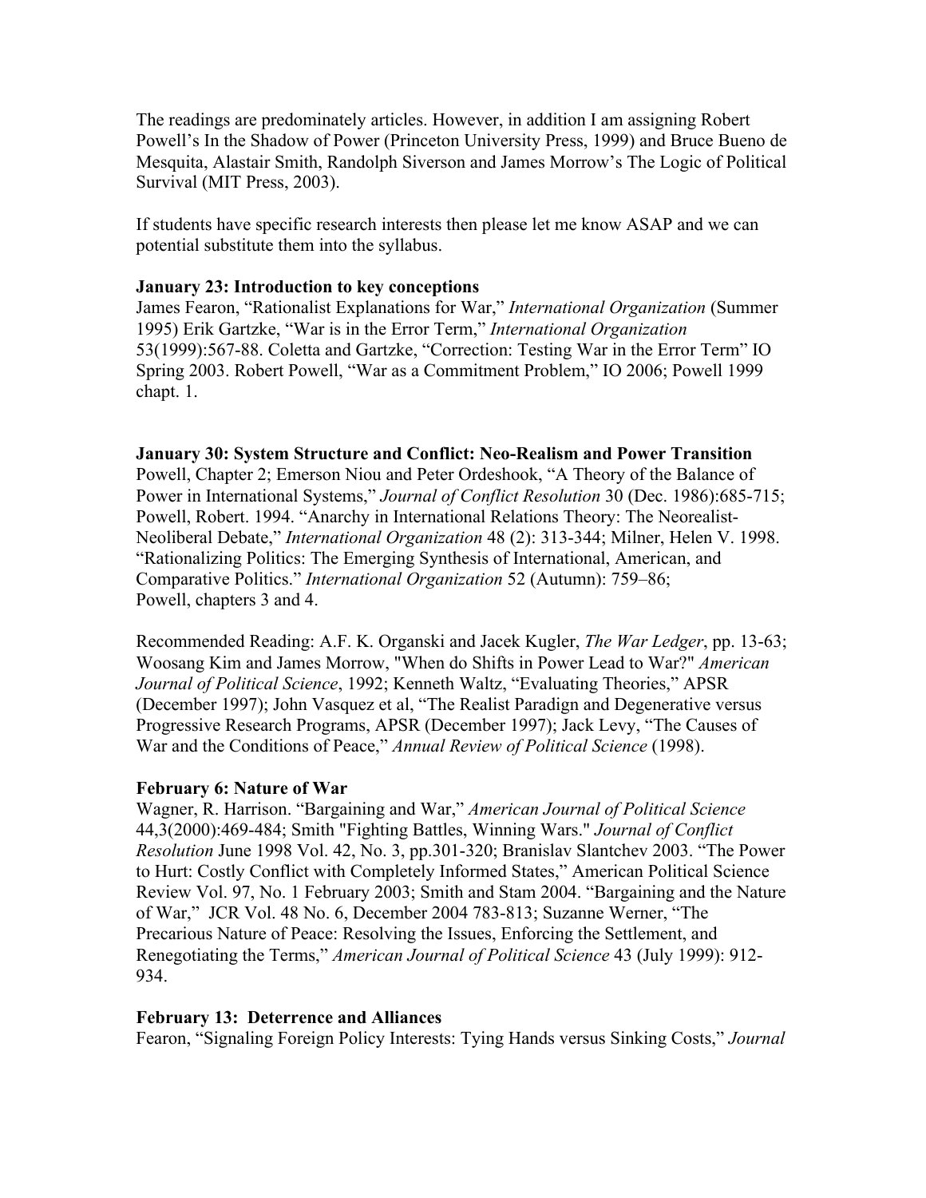The readings are predominately articles. However, in addition I am assigning Robert Powell's In the Shadow of Power (Princeton University Press, 1999) and Bruce Bueno de Mesquita, Alastair Smith, Randolph Siverson and James Morrow's The Logic of Political Survival (MIT Press, 2003).

If students have specific research interests then please let me know ASAP and we can potential substitute them into the syllabus.

**January 23: Introduction to key conceptions**
James Fearon, "Rationalist Explanations for War," *International Organization* (Summer 1995) Erik Gartzke, "War is in the Error Term," *International Organization* 53(1999):567-88. Coletta and Gartzke, "Correction: Testing War in the Error Term" IO Spring 2003. Robert Powell, "War as a Commitment Problem," IO 2006; Powell 1999 chapt. 1.

**January 30: System Structure and Conflict: Neo-Realism and Power Transition**
Powell, Chapter 2; Emerson Niou and Peter Ordeshook, "A Theory of the Balance of Power in International Systems," *Journal of Conflict Resolution* 30 (Dec. 1986):685-715; Powell, Robert. 1994. "Anarchy in International Relations Theory: The Neorealist-Neoliberal Debate," *International Organization* 48 (2): 313-344; Milner, Helen V. 1998. "Rationalizing Politics: The Emerging Synthesis of International, American, and Comparative Politics." *International Organization* 52 (Autumn): 759–86; Powell, chapters 3 and 4.

Recommended Reading: A.F. K. Organski and Jacek Kugler, *The War Ledger*, pp. 13-63; Woosang Kim and James Morrow, "When do Shifts in Power Lead to War?" *American Journal of Political Science*, 1992; Kenneth Waltz, "Evaluating Theories," APSR (December 1997); John Vasquez et al, "The Realist Paradign and Degenerative versus Progressive Research Programs, APSR (December 1997); Jack Levy, "The Causes of War and the Conditions of Peace," *Annual Review of Political Science* (1998).

**February 6: Nature of War**
Wagner, R. Harrison. "Bargaining and War," *American Journal of Political Science* 44,3(2000):469-484; Smith "Fighting Battles, Winning Wars." *Journal of Conflict Resolution* June 1998 Vol. 42, No. 3, pp.301-320; Branislav Slantchev 2003. "The Power to Hurt: Costly Conflict with Completely Informed States," American Political Science Review Vol. 97, No. 1 February 2003; Smith and Stam 2004. "Bargaining and the Nature of War," JCR Vol. 48 No. 6, December 2004 783-813; Suzanne Werner, "The Precarious Nature of Peace: Resolving the Issues, Enforcing the Settlement, and Renegotiating the Terms," *American Journal of Political Science* 43 (July 1999): 912-934.

**February 13: Deterrence and Alliances**
Fearon, "Signaling Foreign Policy Interests: Tying Hands versus Sinking Costs," *Journal*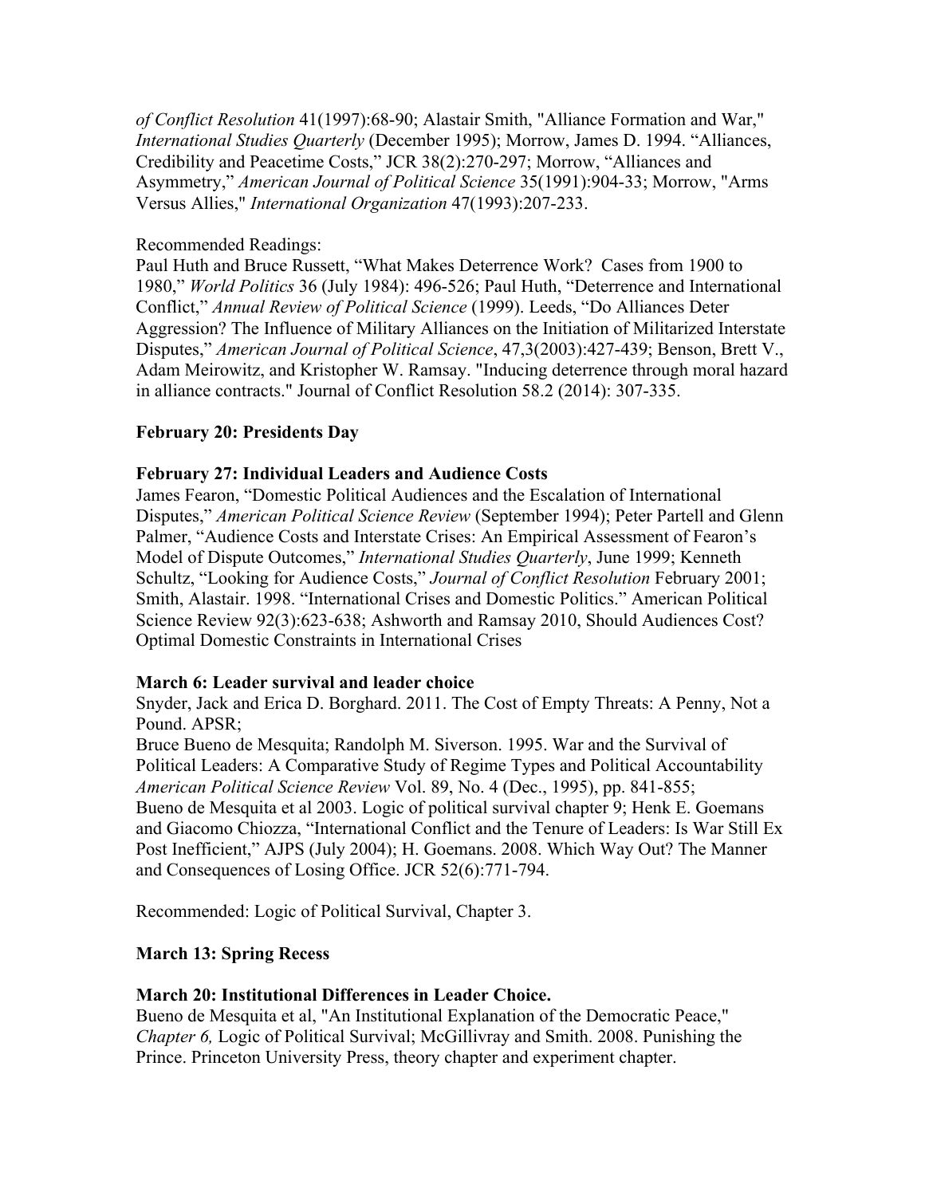*of Conflict Resolution* 41(1997):68-90; Alastair Smith, "Alliance Formation and War," *International Studies Quarterly* (December 1995); Morrow, James D. 1994. "Alliances, Credibility and Peacetime Costs," JCR 38(2):270-297; Morrow, "Alliances and Asymmetry," *American Journal of Political Science* 35(1991):904-33; Morrow, "Arms Versus Allies," *International Organization* 47(1993):207-233.

Recommended Readings:
Paul Huth and Bruce Russett, "What Makes Deterrence Work? Cases from 1900 to 1980," *World Politics* 36 (July 1984): 496-526; Paul Huth, "Deterrence and International Conflict," *Annual Review of Political Science* (1999). Leeds, "Do Alliances Deter Aggression? The Influence of Military Alliances on the Initiation of Militarized Interstate Disputes," *American Journal of Political Science*, 47,3(2003):427-439; Benson, Brett V., Adam Meirowitz, and Kristopher W. Ramsay. "Inducing deterrence through moral hazard in alliance contracts." Journal of Conflict Resolution 58.2 (2014): 307-335.

**February 20: Presidents Day**

**February 27: Individual Leaders and Audience Costs**
James Fearon, "Domestic Political Audiences and the Escalation of International Disputes," *American Political Science Review* (September 1994); Peter Partell and Glenn Palmer, "Audience Costs and Interstate Crises: An Empirical Assessment of Fearon's Model of Dispute Outcomes," *International Studies Quarterly*, June 1999; Kenneth Schultz, "Looking for Audience Costs," *Journal of Conflict Resolution* February 2001; Smith, Alastair. 1998. "International Crises and Domestic Politics." American Political Science Review 92(3):623-638; Ashworth and Ramsay 2010, Should Audiences Cost? Optimal Domestic Constraints in International Crises

**March 6: Leader survival and leader choice**
Snyder, Jack and Erica D. Borghard. 2011. The Cost of Empty Threats: A Penny, Not a Pound. APSR;
Bruce Bueno de Mesquita; Randolph M. Siverson. 1995. War and the Survival of Political Leaders: A Comparative Study of Regime Types and Political Accountability *American Political Science Review* Vol. 89, No. 4 (Dec., 1995), pp. 841-855;
Bueno de Mesquita et al 2003. Logic of political survival chapter 9; Henk E. Goemans and Giacomo Chiozza, "International Conflict and the Tenure of Leaders: Is War Still Ex Post Inefficient," AJPS (July 2004); H. Goemans. 2008. Which Way Out? The Manner and Consequences of Losing Office. JCR 52(6):771-794.

Recommended: Logic of Political Survival, Chapter 3.

**March 13: Spring Recess**

**March 20: Institutional Differences in Leader Choice.**
Bueno de Mesquita et al, "An Institutional Explanation of the Democratic Peace," *Chapter 6,* Logic of Political Survival; McGillivray and Smith. 2008. Punishing the Prince. Princeton University Press, theory chapter and experiment chapter.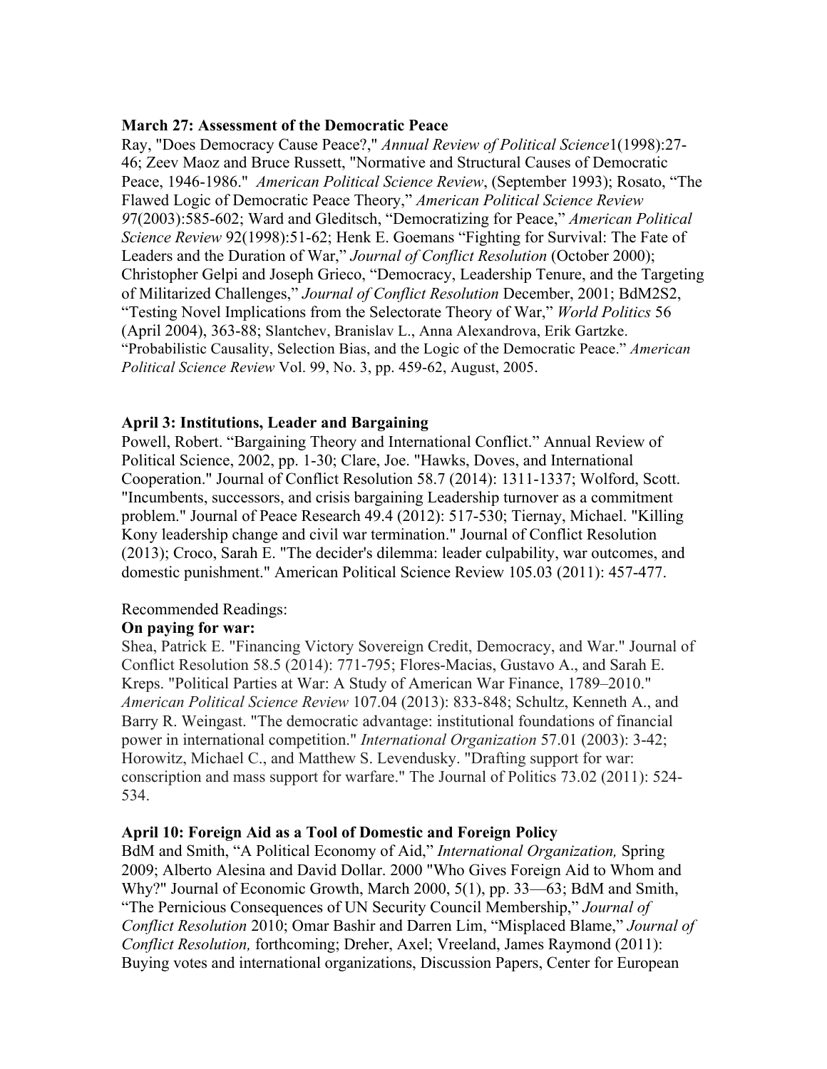**March 27: Assessment of the Democratic Peace**

Ray, "Does Democracy Cause Peace?," *Annual Review of Political Science*1(1998):27-46; Zeev Maoz and Bruce Russett, "Normative and Structural Causes of Democratic Peace, 1946-1986." *American Political Science Review*, (September 1993); Rosato, "The Flawed Logic of Democratic Peace Theory," *American Political Science Review 9*7(2003):585-602; Ward and Gleditsch, "Democratizing for Peace," *American Political Science Review* 92(1998):51-62; Henk E. Goemans "Fighting for Survival: The Fate of Leaders and the Duration of War," *Journal of Conflict Resolution* (October 2000); Christopher Gelpi and Joseph Grieco, "Democracy, Leadership Tenure, and the Targeting of Militarized Challenges," *Journal of Conflict Resolution* December, 2001; BdM2S2, "Testing Novel Implications from the Selectorate Theory of War," *World Politics* 56 (April 2004), 363-88; Slantchev, Branislav L., Anna Alexandrova, Erik Gartzke. "Probabilistic Causality, Selection Bias, and the Logic of the Democratic Peace." *American Political Science Review* Vol. 99, No. 3, pp. 459-62, August, 2005.

**April 3: Institutions, Leader and Bargaining**

Powell, Robert. "Bargaining Theory and International Conflict." Annual Review of Political Science, 2002, pp. 1-30; Clare, Joe. "Hawks, Doves, and International Cooperation." Journal of Conflict Resolution 58.7 (2014): 1311-1337; Wolford, Scott. "Incumbents, successors, and crisis bargaining Leadership turnover as a commitment problem." Journal of Peace Research 49.4 (2012): 517-530; Tiernay, Michael. "Killing Kony leadership change and civil war termination." Journal of Conflict Resolution (2013); Croco, Sarah E. "The decider's dilemma: leader culpability, war outcomes, and domestic punishment." American Political Science Review 105.03 (2011): 457-477.

Recommended Readings:

**On paying for war:**

Shea, Patrick E. "Financing Victory Sovereign Credit, Democracy, and War." Journal of Conflict Resolution 58.5 (2014): 771-795; Flores-Macias, Gustavo A., and Sarah E. Kreps. "Political Parties at War: A Study of American War Finance, 1789–2010." *American Political Science Review* 107.04 (2013): 833-848; Schultz, Kenneth A., and Barry R. Weingast. "The democratic advantage: institutional foundations of financial power in international competition." *International Organization* 57.01 (2003): 3-42; Horowitz, Michael C., and Matthew S. Levendusky. "Drafting support for war: conscription and mass support for warfare." The Journal of Politics 73.02 (2011): 524-534.

**April 10: Foreign Aid as a Tool of Domestic and Foreign Policy**

BdM and Smith, "A Political Economy of Aid," *International Organization,* Spring 2009; Alberto Alesina and David Dollar. 2000 "Who Gives Foreign Aid to Whom and Why?" Journal of Economic Growth, March 2000, 5(1), pp. 33—63; BdM and Smith, "The Pernicious Consequences of UN Security Council Membership," *Journal of Conflict Resolution* 2010; Omar Bashir and Darren Lim, "Misplaced Blame," *Journal of Conflict Resolution,* forthcoming; Dreher, Axel; Vreeland, James Raymond (2011): Buying votes and international organizations, Discussion Papers, Center for European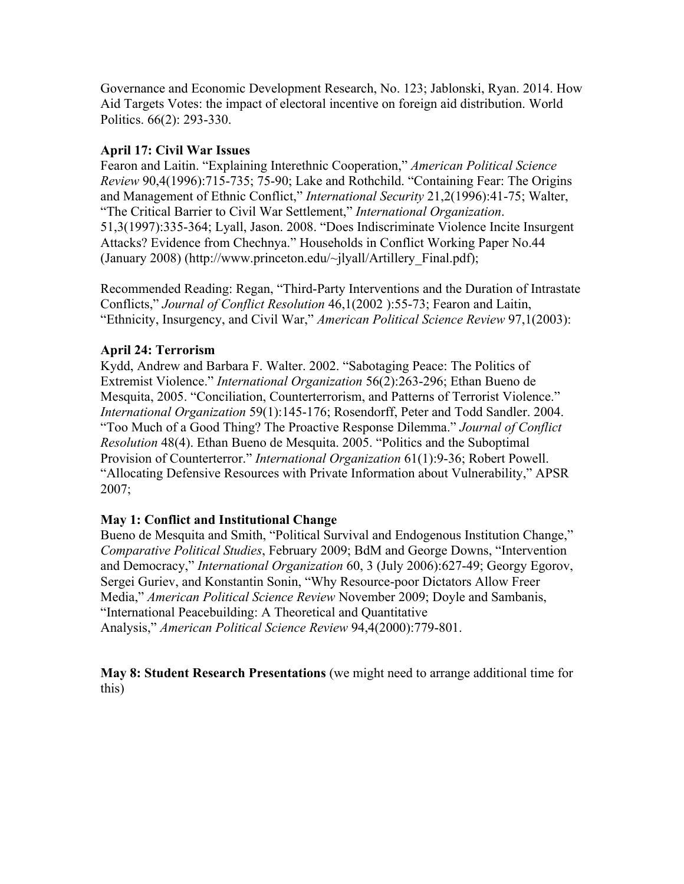Governance and Economic Development Research, No. 123; Jablonski, Ryan. 2014. How Aid Targets Votes: the impact of electoral incentive on foreign aid distribution. World Politics. 66(2): 293-330.

**April 17: Civil War Issues**
Fearon and Laitin. "Explaining Interethnic Cooperation," *American Political Science Review* 90,4(1996):715-735; 75-90; Lake and Rothchild. "Containing Fear: The Origins and Management of Ethnic Conflict," *International Security* 21,2(1996):41-75; Walter, "The Critical Barrier to Civil War Settlement," *International Organization*. 51,3(1997):335-364; Lyall, Jason. 2008. "Does Indiscriminate Violence Incite Insurgent Attacks? Evidence from Chechnya." Households in Conflict Working Paper No.44 (January 2008) (http://www.princeton.edu/~jlyall/Artillery_Final.pdf);

Recommended Reading: Regan, "Third-Party Interventions and the Duration of Intrastate Conflicts," *Journal of Conflict Resolution* 46,1(2002 ):55-73; Fearon and Laitin, "Ethnicity, Insurgency, and Civil War," *American Political Science Review* 97,1(2003):

**April 24: Terrorism**
Kydd, Andrew and Barbara F. Walter. 2002. "Sabotaging Peace: The Politics of Extremist Violence." *International Organization* 56(2):263-296; Ethan Bueno de Mesquita, 2005. "Conciliation, Counterterrorism, and Patterns of Terrorist Violence." *International Organization* 59(1):145-176; Rosendorff, Peter and Todd Sandler. 2004. "Too Much of a Good Thing? The Proactive Response Dilemma." *Journal of Conflict Resolution* 48(4). Ethan Bueno de Mesquita. 2005. "Politics and the Suboptimal Provision of Counterterror." *International Organization* 61(1):9-36; Robert Powell. "Allocating Defensive Resources with Private Information about Vulnerability," APSR 2007;

**May 1: Conflict and Institutional Change**
Bueno de Mesquita and Smith, "Political Survival and Endogenous Institution Change," *Comparative Political Studies*, February 2009; BdM and George Downs, "Intervention and Democracy," *International Organization* 60, 3 (July 2006):627-49; Georgy Egorov, Sergei Guriev, and Konstantin Sonin, "Why Resource-poor Dictators Allow Freer Media," *American Political Science Review* November 2009; Doyle and Sambanis, "International Peacebuilding: A Theoretical and Quantitative Analysis," *American Political Science Review* 94,4(2000):779-801.

**May 8: Student Research Presentations** (we might need to arrange additional time for this)